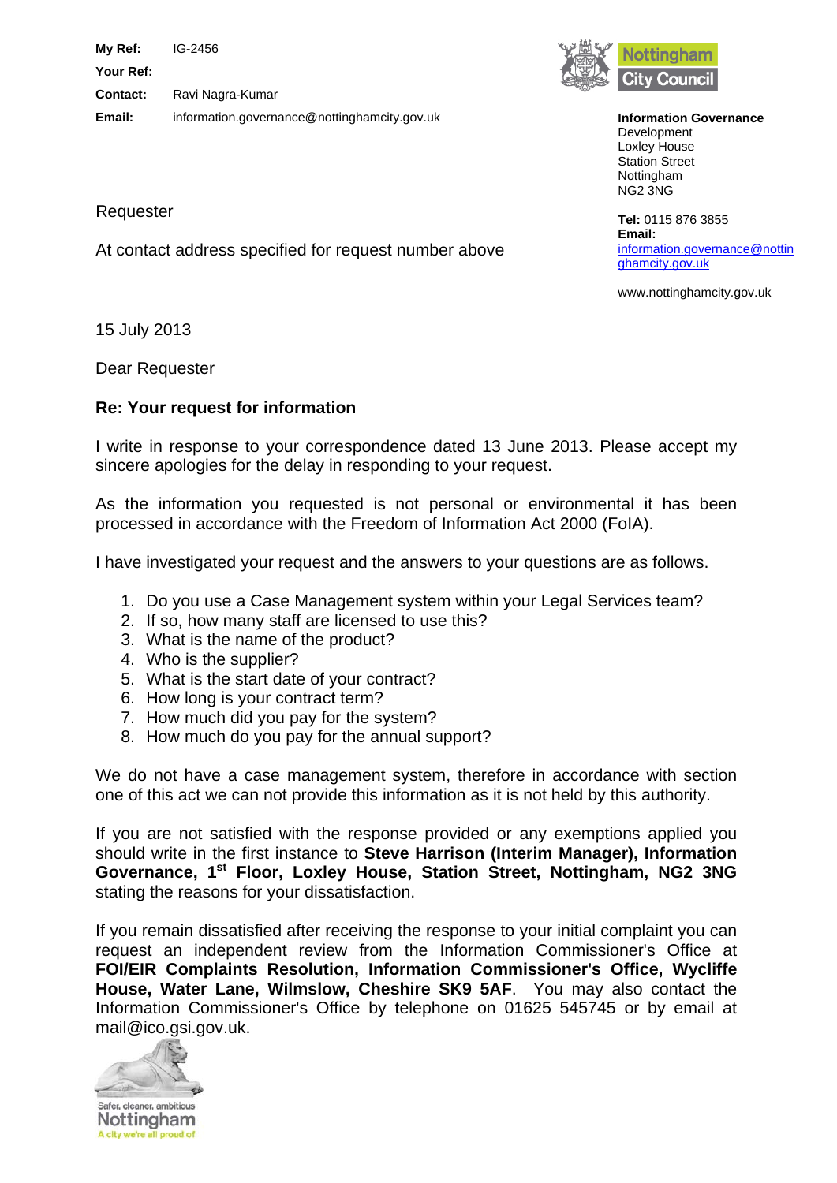**My Ref:** IG-2456

**Your Ref:**

**Contact:** Ravi Nagra-Kumar

**Email:** information.governance@nottinghamcity.gov.uk

Nottingham City Council

**Information Governance**
Development
Loxley House
Station Street
Nottingham
NG2 3NG

**Tel:** 0115 876 3855
**Email:** information.governance@nottinghamcity.gov.uk

www.nottinghamcity.gov.uk

Requester

At contact address specified for request number above

15 July 2013

Dear Requester

**Re: Your request for information**

I write in response to your correspondence dated 13 June 2013. Please accept my sincere apologies for the delay in responding to your request.

As the information you requested is not personal or environmental it has been processed in accordance with the Freedom of Information Act 2000 (FoIA).

I have investigated your request and the answers to your questions are as follows.

1. Do you use a Case Management system within your Legal Services team?
2. If so, how many staff are licensed to use this?
3. What is the name of the product?
4. Who is the supplier?
5. What is the start date of your contract?
6. How long is your contract term?
7. How much did you pay for the system?
8. How much do you pay for the annual support?

We do not have a case management system, therefore in accordance with section one of this act we can not provide this information as it is not held by this authority.

If you are not satisfied with the response provided or any exemptions applied you should write in the first instance to **Steve Harrison (Interim Manager), Information Governance, 1st Floor, Loxley House, Station Street, Nottingham, NG2 3NG** stating the reasons for your dissatisfaction.

If you remain dissatisfied after receiving the response to your initial complaint you can request an independent review from the Information Commissioner's Office at **FOI/EIR Complaints Resolution, Information Commissioner's Office, Wycliffe House, Water Lane, Wilmslow, Cheshire SK9 5AF**. You may also contact the Information Commissioner's Office by telephone on 01625 545745 or by email at mail@ico.gsi.gov.uk.

Safer, cleaner, ambitious
Nottingham
A city we're all proud of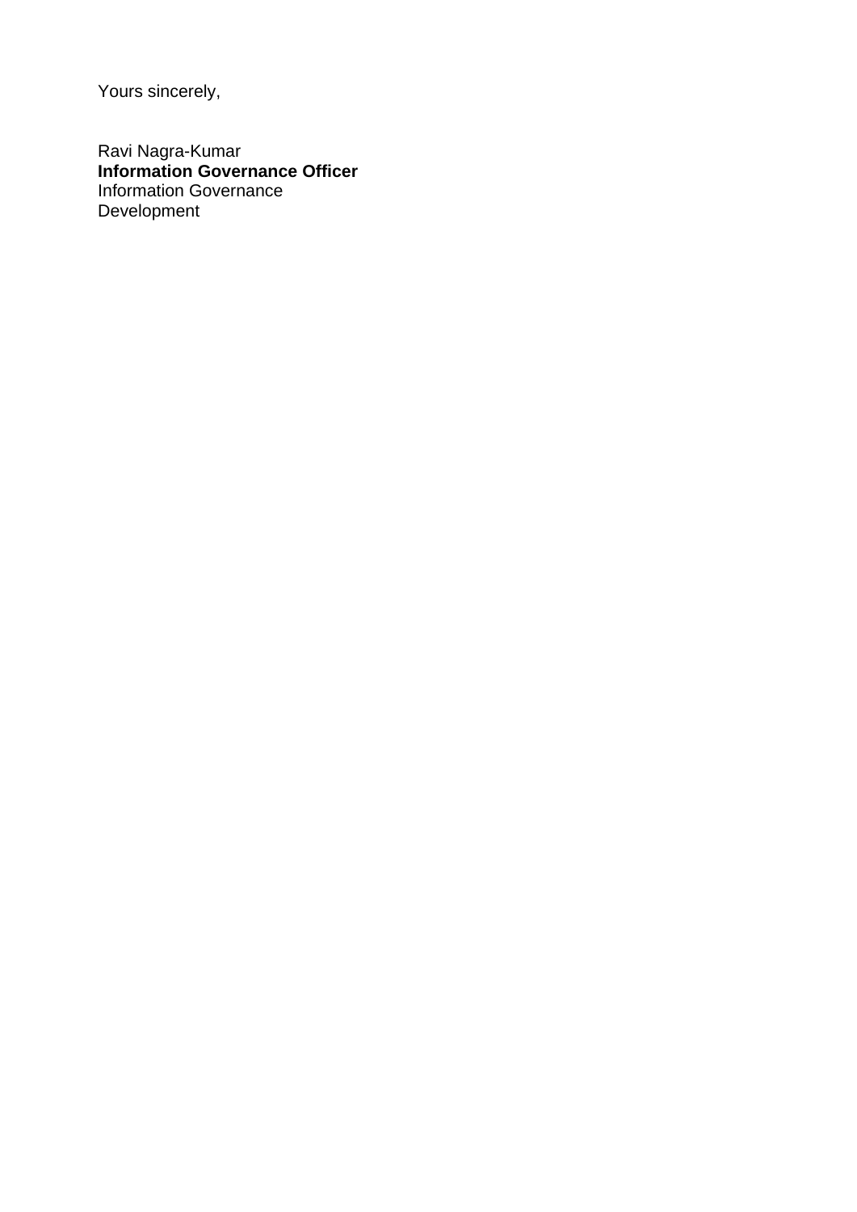Yours sincerely,

Ravi Nagra-Kumar
**Information Governance Officer**
Information Governance
Development